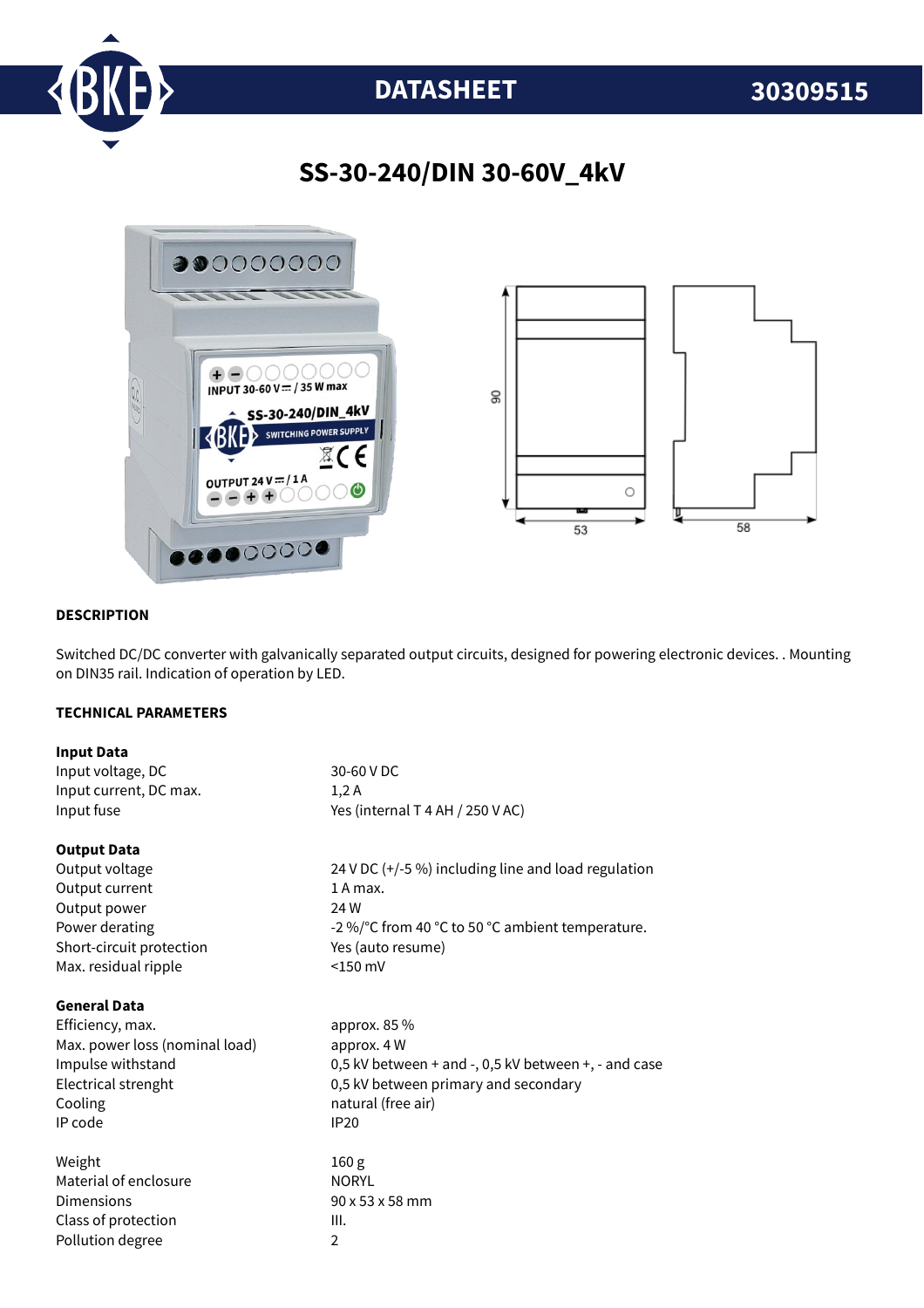# DATASHEET 30309515

## SS-30-240/DIN 30-60V_4kV

### DESCRIPTION

Switched DC/DC converter with galvanically separated output circuits, designed for powering electronic devices. . Mounting on DIN35 rail. Indication of operation by LED.

### TECHNICAL PARAMETERS

**Input Data**

| | |
|---|---|
| Input voltage, DC | 30-60 V DC |
| Input current, DC max. | 1,2 A |
| Input fuse | Yes (internal T 4 AH / 250 V AC) |

**Output Data**

| | |
|---|---|
| Output voltage | 24 V DC (+/-5 %) including line and load regulation |
| Output current | 1 A max. |
| Output power | 24 W |
| Power derating | -2 %/°C from 40 °C to 50 °C ambient temperature. |
| Short-circuit protection | Yes (auto resume) |
| Max. residual ripple | <150 mV |

**General Data**

| | |
|---|---|
| Efficiency, max. | approx. 85 % |
| Max. power loss (nominal load) | approx. 4 W |
| Impulse withstand | 0,5 kV between + and -, 0,5 kV between +, - and case |
| Electrical strenght | 0,5 kV between primary and secondary |
| Cooling | natural (free air) |
| IP code | IP20 |

| | |
|---|---|
| Weight | 160 g |
| Material of enclosure | NORYL |
| Dimensions | 90 x 53 x 58 mm |
| Class of protection | III. |
| Pollution degree | 2 |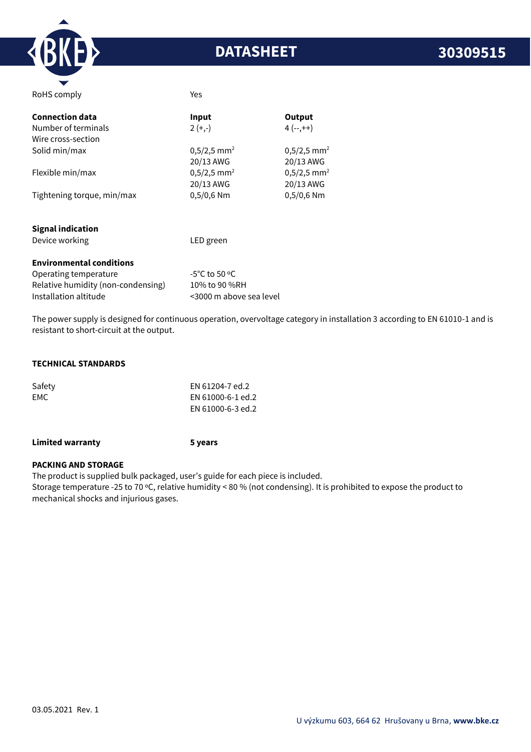| | |
|---|---|
| RoHS comply | Yes |

| **Connection data** | **Input** | **Output** |
|---|---|---|
| Number of terminals | 2 (+,-) | 4 (--,++) |
| Wire cross-section | | |
| Solid min/max | 0,5/2,5 mm$^2$<br>20/13 AWG | 0,5/2,5 mm$^2$<br>20/13 AWG |
| Flexible min/max | 0,5/2,5 mm$^2$<br>20/13 AWG | 0,5/2,5 mm$^2$<br>20/13 AWG |
| Tightening torque, min/max | 0,5/0,6 Nm | 0,5/0,6 Nm |

| **Signal indication** | |
|---|---|
| Device working | LED green |

| **Environmental conditions** | |
|---|---|
| Operating temperature | -5°C to 50 ºC |
| Relative humidity (non-condensing) | 10% to 90 %RH |
| Installation altitude | <3000 m above sea level |

The power supply is designed for continuous operation, overvoltage category in installation 3 according to EN 61010-1 and is resistant to short-circuit at the output.

## TECHNICAL STANDARDS

| | |
|---|---|
| Safety | EN 61204-7 ed.2 |
| EMC | EN 61000-6-1 ed.2<br>EN 61000-6-3 ed.2 |

**Limited warranty** **5 years**

## PACKING AND STORAGE

The product is supplied bulk packaged, user's guide for each piece is included.
Storage temperature -25 to 70 ºC, relative humidity < 80 % (not condensing). It is prohibited to expose the product to mechanical shocks and injurious gases.

03.05.2021 Rev. 1